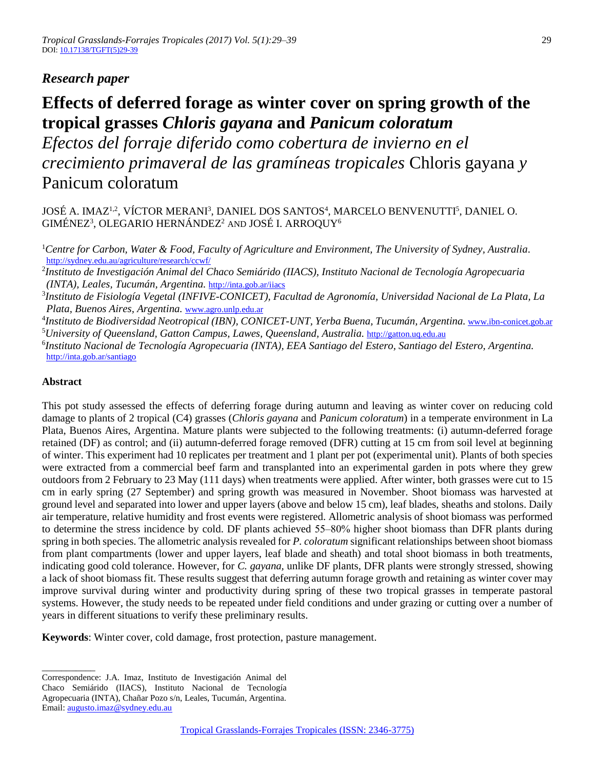*Research paper*

# Effects of deferred forage as winter cover on spring growth of the tropical grasses *Chloris gayana* and *Panicum coloratum*

*Efectos del forraje diferido como cobertura de invierno en el crecimiento primaveral de las gramíneas tropicales* Chloris gayana *y* Panicum coloratum

JOSÉ A. IMAZ[1,2], VÍCTOR MERANI[3], DANIEL DOS SANTOS[4], MARCELO BENVENUTTI[5], DANIEL O. GIMÉNEZ[3], OLEGARIO HERNÁNDEZ[2] AND JOSÉ I. ARROQUY[6]

[1]*Centre for Carbon, Water & Food, Faculty of Agriculture and Environment, The University of Sydney, Australia.* http://sydney.edu.au/agriculture/research/ccwf/

[2]*Instituto de Investigación Animal del Chaco Semiárido (IIACS), Instituto Nacional de Tecnología Agropecuaria (INTA), Leales, Tucumán, Argentina.* http://inta.gob.ar/iiacs

[3]*Instituto de Fisiología Vegetal (INFIVE-CONICET), Facultad de Agronomía, Universidad Nacional de La Plata, La Plata, Buenos Aires, Argentina.* www.agro.unlp.edu.ar

[4]*Instituto de Biodiversidad Neotropical (IBN), CONICET-UNT, Yerba Buena, Tucumán, Argentina.* www.ibn-conicet.gob.ar

[5]*University of Queensland, Gatton Campus, Lawes, Queensland, Australia.* http://gatton.uq.edu.au

[6]*Instituto Nacional de Tecnología Agropecuaria (INTA), EEA Santiago del Estero, Santiago del Estero, Argentina.* http://inta.gob.ar/santiago

## Abstract

This pot study assessed the effects of deferring forage during autumn and leaving as winter cover on reducing cold damage to plants of 2 tropical (C4) grasses (*Chloris gayana* and *Panicum coloratum*) in a temperate environment in La Plata, Buenos Aires, Argentina. Mature plants were subjected to the following treatments: (i) autumn-deferred forage retained (DF) as control; and (ii) autumn-deferred forage removed (DFR) cutting at 15 cm from soil level at beginning of winter. This experiment had 10 replicates per treatment and 1 plant per pot (experimental unit). Plants of both species were extracted from a commercial beef farm and transplanted into an experimental garden in pots where they grew outdoors from 2 February to 23 May (111 days) when treatments were applied. After winter, both grasses were cut to 15 cm in early spring (27 September) and spring growth was measured in November. Shoot biomass was harvested at ground level and separated into lower and upper layers (above and below 15 cm), leaf blades, sheaths and stolons. Daily air temperature, relative humidity and frost events were registered. Allometric analysis of shoot biomass was performed to determine the stress incidence by cold. DF plants achieved 55–80% higher shoot biomass than DFR plants during spring in both species. The allometric analysis revealed for *P. coloratum* significant relationships between shoot biomass from plant compartments (lower and upper layers, leaf blade and sheath) and total shoot biomass in both treatments, indicating good cold tolerance. However, for *C. gayana*, unlike DF plants, DFR plants were strongly stressed, showing a lack of shoot biomass fit. These results suggest that deferring autumn forage growth and retaining as winter cover may improve survival during winter and productivity during spring of these two tropical grasses in temperate pastoral systems. However, the study needs to be repeated under field conditions and under grazing or cutting over a number of years in different situations to verify these preliminary results.

**Keywords**: Winter cover, cold damage, frost protection, pasture management.

---

Correspondence: J.A. Imaz, Instituto de Investigación Animal del Chaco Semiárido (IIACS), Instituto Nacional de Tecnología Agropecuaria (INTA), Chañar Pozo s/n, Leales, Tucumán, Argentina. Email: augusto.imaz@sydney.edu.au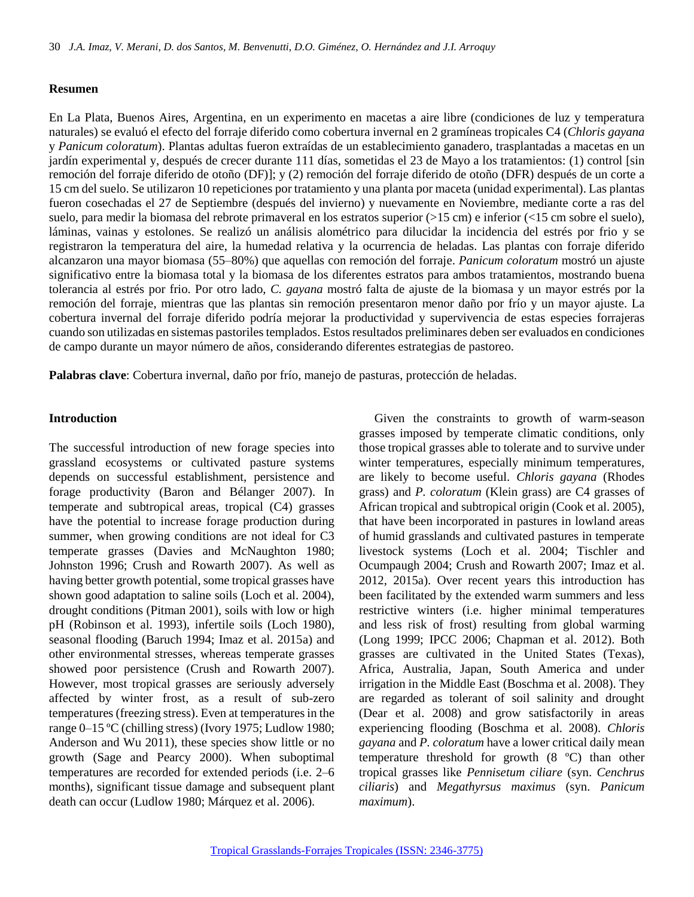## Resumen

En La Plata, Buenos Aires, Argentina, en un experimento en macetas a aire libre (condiciones de luz y temperatura naturales) se evaluó el efecto del forraje diferido como cobertura invernal en 2 gramíneas tropicales C4 (*Chloris gayana* y *Panicum coloratum*). Plantas adultas fueron extraídas de un establecimiento ganadero, trasplantadas a macetas en un jardín experimental y, después de crecer durante 111 días, sometidas el 23 de Mayo a los tratamientos: (1) control [sin remoción del forraje diferido de otoño (DF)]; y (2) remoción del forraje diferido de otoño (DFR) después de un corte a 15 cm del suelo. Se utilizaron 10 repeticiones por tratamiento y una planta por maceta (unidad experimental). Las plantas fueron cosechadas el 27 de Septiembre (después del invierno) y nuevamente en Noviembre, mediante corte a ras del suelo, para medir la biomasa del rebrote primaveral en los estratos superior (>15 cm) e inferior (<15 cm sobre el suelo), láminas, vainas y estolones. Se realizó un análisis alométrico para dilucidar la incidencia del estrés por frio y se registraron la temperatura del aire, la humedad relativa y la ocurrencia de heladas. Las plantas con forraje diferido alcanzaron una mayor biomasa (55–80%) que aquellas con remoción del forraje. *Panicum coloratum* mostró un ajuste significativo entre la biomasa total y la biomasa de los diferentes estratos para ambos tratamientos, mostrando buena tolerancia al estrés por frio. Por otro lado, *C. gayana* mostró falta de ajuste de la biomasa y un mayor estrés por la remoción del forraje, mientras que las plantas sin remoción presentaron menor daño por frío y un mayor ajuste. La cobertura invernal del forraje diferido podría mejorar la productividad y supervivencia de estas especies forrajeras cuando son utilizadas en sistemas pastoriles templados. Estos resultados preliminares deben ser evaluados en condiciones de campo durante un mayor número de años, considerando diferentes estrategias de pastoreo.

**Palabras clave**: Cobertura invernal, daño por frío, manejo de pasturas, protección de heladas.

## Introduction

The successful introduction of new forage species into grassland ecosystems or cultivated pasture systems depends on successful establishment, persistence and forage productivity (Baron and Bélanger 2007). In temperate and subtropical areas, tropical (C4) grasses have the potential to increase forage production during summer, when growing conditions are not ideal for C3 temperate grasses (Davies and McNaughton 1980; Johnston 1996; Crush and Rowarth 2007). As well as having better growth potential, some tropical grasses have shown good adaptation to saline soils (Loch et al. 2004), drought conditions (Pitman 2001), soils with low or high pH (Robinson et al. 1993), infertile soils (Loch 1980), seasonal flooding (Baruch 1994; Imaz et al. 2015a) and other environmental stresses, whereas temperate grasses showed poor persistence (Crush and Rowarth 2007). However, most tropical grasses are seriously adversely affected by winter frost, as a result of sub-zero temperatures (freezing stress). Even at temperatures in the range 0–15 ºC (chilling stress) (Ivory 1975; Ludlow 1980; Anderson and Wu 2011), these species show little or no growth (Sage and Pearcy 2000). When suboptimal temperatures are recorded for extended periods (i.e. 2–6 months), significant tissue damage and subsequent plant death can occur (Ludlow 1980; Márquez et al. 2006).

Given the constraints to growth of warm-season grasses imposed by temperate climatic conditions, only those tropical grasses able to tolerate and to survive under winter temperatures, especially minimum temperatures, are likely to become useful. *Chloris gayana* (Rhodes grass) and *P. coloratum* (Klein grass) are C4 grasses of African tropical and subtropical origin (Cook et al. 2005), that have been incorporated in pastures in lowland areas of humid grasslands and cultivated pastures in temperate livestock systems (Loch et al. 2004; Tischler and Ocumpaugh 2004; Crush and Rowarth 2007; Imaz et al. 2012, 2015a). Over recent years this introduction has been facilitated by the extended warm summers and less restrictive winters (i.e. higher minimal temperatures and less risk of frost) resulting from global warming (Long 1999; IPCC 2006; Chapman et al. 2012). Both grasses are cultivated in the United States (Texas), Africa, Australia, Japan, South America and under irrigation in the Middle East (Boschma et al. 2008). They are regarded as tolerant of soil salinity and drought (Dear et al. 2008) and grow satisfactorily in areas experiencing flooding (Boschma et al. 2008). *Chloris gayana* and *P. coloratum* have a lower critical daily mean temperature threshold for growth (8 ºC) than other tropical grasses like *Pennisetum ciliare* (syn. *Cenchrus ciliaris*) and *Megathyrsus maximus* (syn. *Panicum maximum*).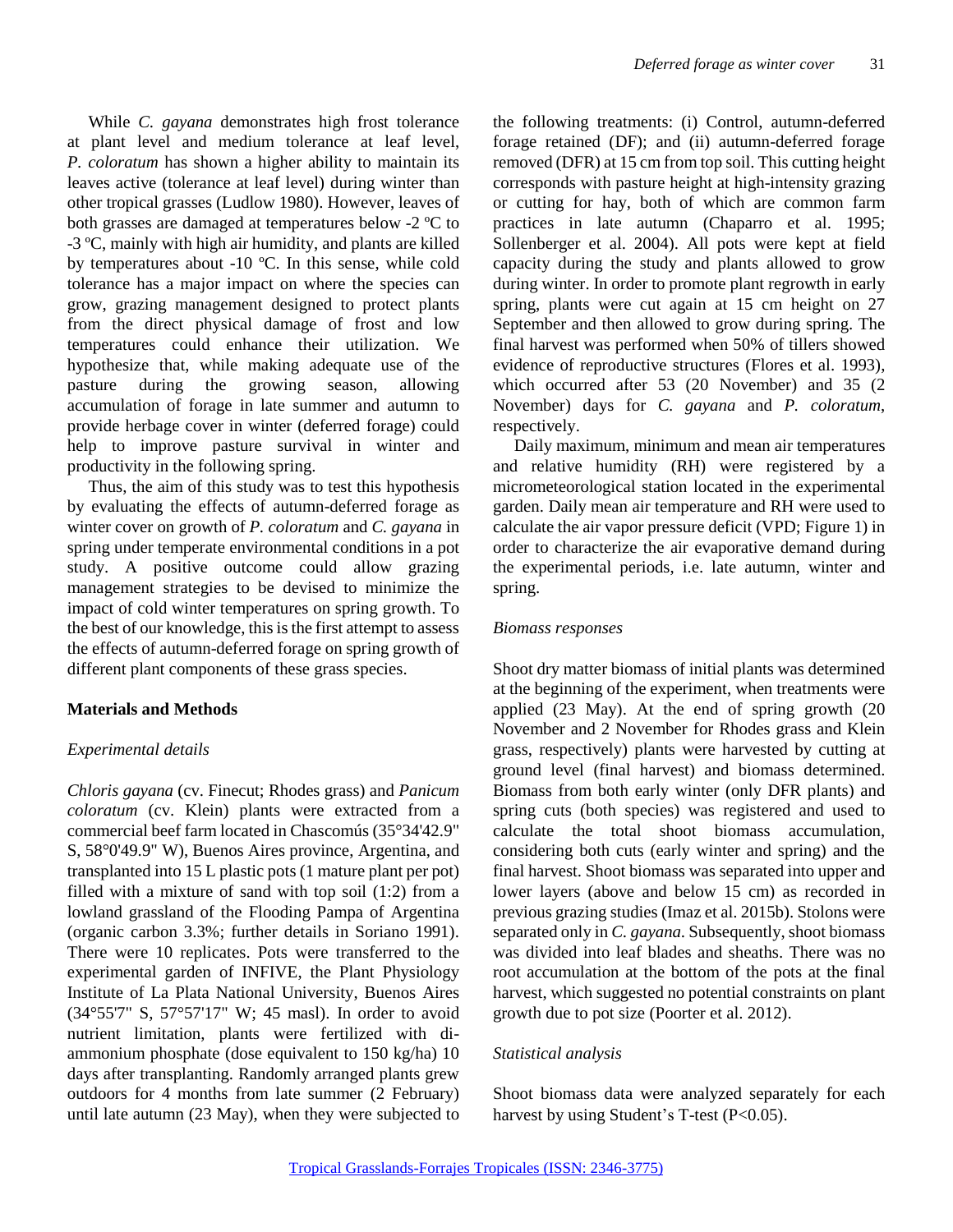While *C. gayana* demonstrates high frost tolerance at plant level and medium tolerance at leaf level, *P. coloratum* has shown a higher ability to maintain its leaves active (tolerance at leaf level) during winter than other tropical grasses (Ludlow 1980). However, leaves of both grasses are damaged at temperatures below -2 ºC to -3 ºC, mainly with high air humidity, and plants are killed by temperatures about -10 ºC. In this sense, while cold tolerance has a major impact on where the species can grow, grazing management designed to protect plants from the direct physical damage of frost and low temperatures could enhance their utilization. We hypothesize that, while making adequate use of the pasture during the growing season, allowing accumulation of forage in late summer and autumn to provide herbage cover in winter (deferred forage) could help to improve pasture survival in winter and productivity in the following spring.

Thus, the aim of this study was to test this hypothesis by evaluating the effects of autumn-deferred forage as winter cover on growth of *P. coloratum* and *C. gayana* in spring under temperate environmental conditions in a pot study. A positive outcome could allow grazing management strategies to be devised to minimize the impact of cold winter temperatures on spring growth. To the best of our knowledge, this is the first attempt to assess the effects of autumn-deferred forage on spring growth of different plant components of these grass species.

## Materials and Methods

### *Experimental details*

*Chloris gayana* (cv. Finecut; Rhodes grass) and *Panicum coloratum* (cv. Klein) plants were extracted from a commercial beef farm located in Chascomús (35°34'42.9" S, 58°0'49.9" W), Buenos Aires province, Argentina, and transplanted into 15 L plastic pots (1 mature plant per pot) filled with a mixture of sand with top soil (1:2) from a lowland grassland of the Flooding Pampa of Argentina (organic carbon 3.3%; further details in Soriano 1991). There were 10 replicates. Pots were transferred to the experimental garden of INFIVE, the Plant Physiology Institute of La Plata National University, Buenos Aires (34°55'7" S, 57°57'17" W; 45 masl). In order to avoid nutrient limitation, plants were fertilized with di-ammonium phosphate (dose equivalent to 150 kg/ha) 10 days after transplanting. Randomly arranged plants grew outdoors for 4 months from late summer (2 February) until late autumn (23 May), when they were subjected to the following treatments: (i) Control, autumn-deferred forage retained (DF); and (ii) autumn-deferred forage removed (DFR) at 15 cm from top soil. This cutting height corresponds with pasture height at high-intensity grazing or cutting for hay, both of which are common farm practices in late autumn (Chaparro et al. 1995; Sollenberger et al. 2004). All pots were kept at field capacity during the study and plants allowed to grow during winter. In order to promote plant regrowth in early spring, plants were cut again at 15 cm height on 27 September and then allowed to grow during spring. The final harvest was performed when 50% of tillers showed evidence of reproductive structures (Flores et al. 1993), which occurred after 53 (20 November) and 35 (2 November) days for *C. gayana* and *P. coloratum*, respectively.

Daily maximum, minimum and mean air temperatures and relative humidity (RH) were registered by a micrometeorological station located in the experimental garden. Daily mean air temperature and RH were used to calculate the air vapor pressure deficit (VPD; Figure 1) in order to characterize the air evaporative demand during the experimental periods, i.e. late autumn, winter and spring.

### *Biomass responses*

Shoot dry matter biomass of initial plants was determined at the beginning of the experiment, when treatments were applied (23 May). At the end of spring growth (20 November and 2 November for Rhodes grass and Klein grass, respectively) plants were harvested by cutting at ground level (final harvest) and biomass determined. Biomass from both early winter (only DFR plants) and spring cuts (both species) was registered and used to calculate the total shoot biomass accumulation, considering both cuts (early winter and spring) and the final harvest. Shoot biomass was separated into upper and lower layers (above and below 15 cm) as recorded in previous grazing studies (Imaz et al. 2015b). Stolons were separated only in *C. gayana*. Subsequently, shoot biomass was divided into leaf blades and sheaths. There was no root accumulation at the bottom of the pots at the final harvest, which suggested no potential constraints on plant growth due to pot size (Poorter et al. 2012).

### *Statistical analysis*

Shoot biomass data were analyzed separately for each harvest by using Student's T-test ($P<0.05$).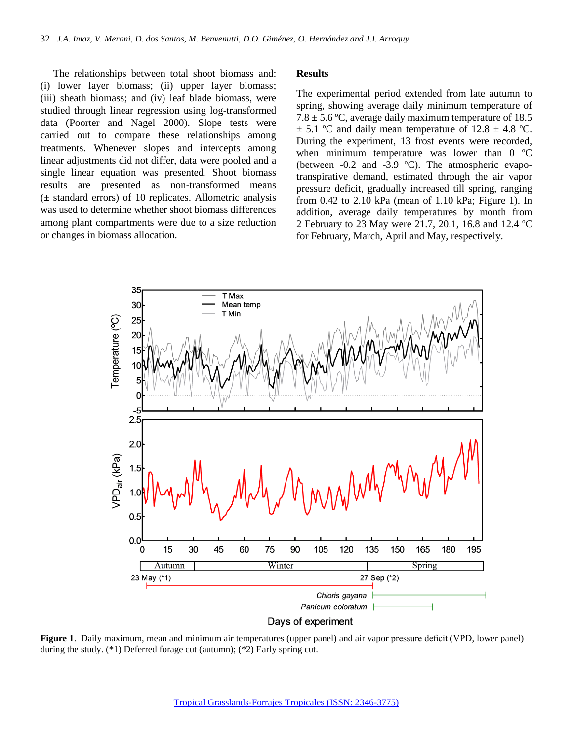The relationships between total shoot biomass and: (i) lower layer biomass; (ii) upper layer biomass; (iii) sheath biomass; and (iv) leaf blade biomass, were studied through linear regression using log-transformed data (Poorter and Nagel 2000). Slope tests were carried out to compare these relationships among treatments. Whenever slopes and intercepts among linear adjustments did not differ, data were pooled and a single linear equation was presented. Shoot biomass results are presented as non-transformed means (± standard errors) of 10 replicates. Allometric analysis was used to determine whether shoot biomass differences among plant compartments were due to a size reduction or changes in biomass allocation.

## Results

The experimental period extended from late autumn to spring, showing average daily minimum temperature of 7.8 ± 5.6 ºC, average daily maximum temperature of 18.5 ± 5.1 ºC and daily mean temperature of 12.8 ± 4.8 ºC. During the experiment, 13 frost events were recorded, when minimum temperature was lower than 0 ºC (between -0.2 and -3.9 ºC). The atmospheric evapo-transpirative demand, estimated through the air vapor pressure deficit, gradually increased till spring, ranging from 0.42 to 2.10 kPa (mean of 1.10 kPa; Figure 1). In addition, average daily temperatures by month from 2 February to 23 May were 21.7, 20.1, 16.8 and 12.4 ºC for February, March, April and May, respectively.

**Figure 1**. Daily maximum, mean and minimum air temperatures (upper panel) and air vapor pressure deficit (VPD, lower panel) during the study. (*1) Deferred forage cut (autumn); (*2) Early spring cut.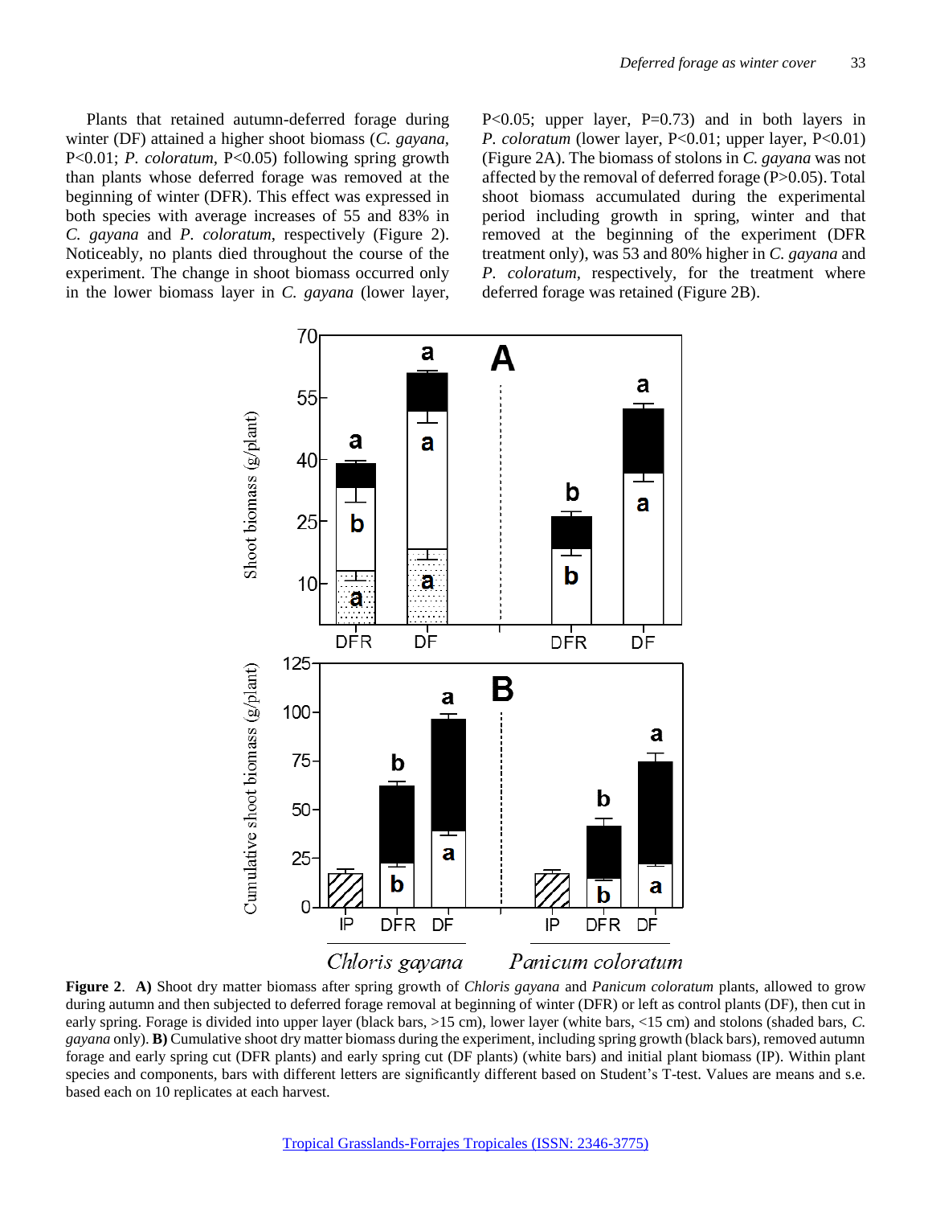Plants that retained autumn-deferred forage during winter (DF) attained a higher shoot biomass (*C. gayana*, $P<0.01$; *P. coloratum*, $P<0.05$) following spring growth than plants whose deferred forage was removed at the beginning of winter (DFR). This effect was expressed in both species with average increases of 55 and 83% in *C. gayana* and *P. coloratum*, respectively (Figure 2). Noticeably, no plants died throughout the course of the experiment. The change in shoot biomass occurred only in the lower biomass layer in *C. gayana* (lower layer, $P<0.05$; upper layer, $P=0.73$) and in both layers in *P. coloratum* (lower layer, $P<0.01$; upper layer, $P<0.01$) (Figure 2A). The biomass of stolons in *C. gayana* was not affected by the removal of deferred forage ($P>0.05$). Total shoot biomass accumulated during the experimental period including growth in spring, winter and that removed at the beginning of the experiment (DFR treatment only), was 53 and 80% higher in *C. gayana* and *P. coloratum*, respectively, for the treatment where deferred forage was retained (Figure 2B).

**Figure 2**. **A)** Shoot dry matter biomass after spring growth of *Chloris gayana* and *Panicum coloratum* plants, allowed to grow during autumn and then subjected to deferred forage removal at beginning of winter (DFR) or left as control plants (DF), then cut in early spring. Forage is divided into upper layer (black bars, >15 cm), lower layer (white bars, <15 cm) and stolons (shaded bars, *C. gayana* only). **B)** Cumulative shoot dry matter biomass during the experiment, including spring growth (black bars), removed autumn forage and early spring cut (DFR plants) and early spring cut (DF plants) (white bars) and initial plant biomass (IP). Within plant species and components, bars with different letters are significantly different based on Student's T-test. Values are means and s.e. based each on 10 replicates at each harvest.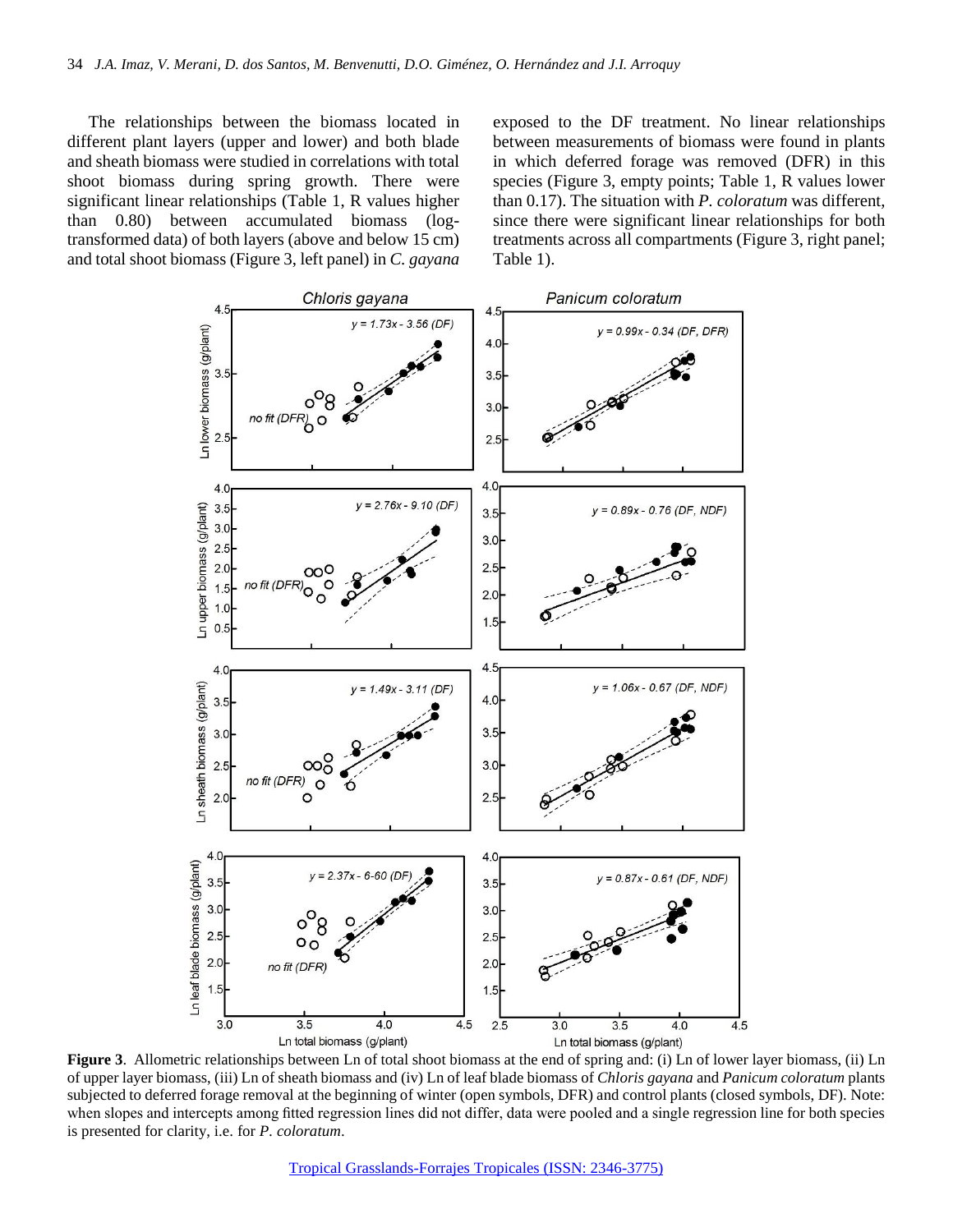The relationships between the biomass located in different plant layers (upper and lower) and both blade and sheath biomass were studied in correlations with total shoot biomass during spring growth. There were significant linear relationships (Table 1, R values higher than 0.80) between accumulated biomass (log-transformed data) of both layers (above and below 15 cm) and total shoot biomass (Figure 3, left panel) in *C. gayana* exposed to the DF treatment. No linear relationships between measurements of biomass were found in plants in which deferred forage was removed (DFR) in this species (Figure 3, empty points; Table 1, R values lower than 0.17). The situation with *P. coloratum* was different, since there were significant linear relationships for both treatments across all compartments (Figure 3, right panel; Table 1).

**Figure 3**. Allometric relationships between Ln of total shoot biomass at the end of spring and: (i) Ln of lower layer biomass, (ii) Ln of upper layer biomass, (iii) Ln of sheath biomass and (iv) Ln of leaf blade biomass of *Chloris gayana* and *Panicum coloratum* plants subjected to deferred forage removal at the beginning of winter (open symbols, DFR) and control plants (closed symbols, DF). Note: when slopes and intercepts among fitted regression lines did not differ, data were pooled and a single regression line for both species is presented for clarity, i.e. for *P. coloratum*.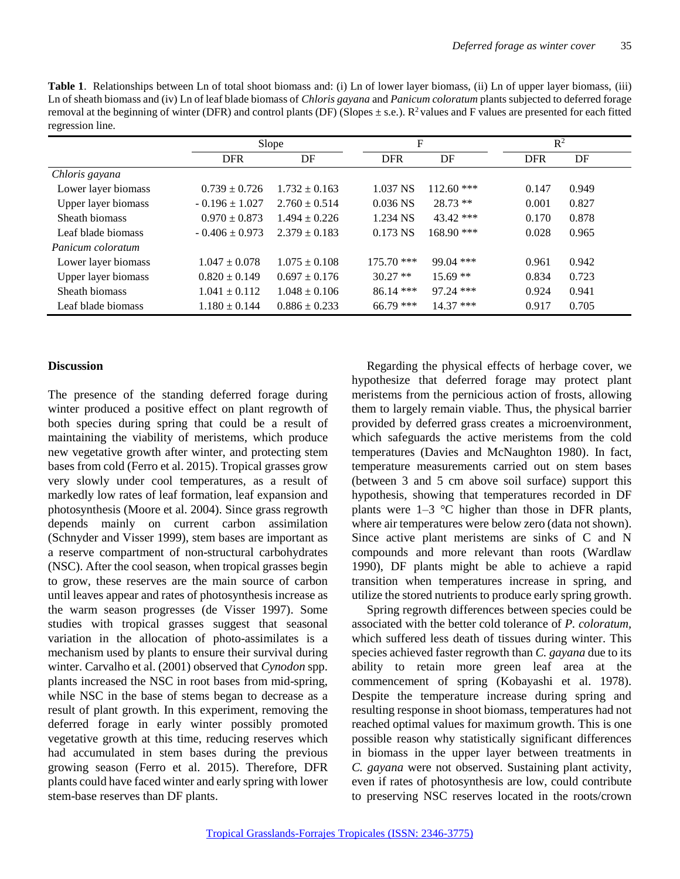**Table 1**. Relationships between Ln of total shoot biomass and: (i) Ln of lower layer biomass, (ii) Ln of upper layer biomass, (iii) Ln of sheath biomass and (iv) Ln of leaf blade biomass of *Chloris gayana* and *Panicum coloratum* plants subjected to deferred forage removal at the beginning of winter (DFR) and control plants (DF) (Slopes ± s.e.). $R^2$ values and F values are presented for each fitted regression line.

| | Slope | | F | | $R^2$ | |
|---|---|---|---|---|---|---|
| | DFR | DF | DFR | DF | DFR | DF |
| *Chloris gayana* | | | | | | |
| Lower layer biomass | 0.739 ± 0.726 | 1.732 ± 0.163 | 1.037 NS | 112.60 *** | 0.147 | 0.949 |
| Upper layer biomass | - 0.196 ± 1.027 | 2.760 ± 0.514 | 0.036 NS | 28.73 ** | 0.001 | 0.827 |
| Sheath biomass | 0.970 ± 0.873 | 1.494 ± 0.226 | 1.234 NS | 43.42 *** | 0.170 | 0.878 |
| Leaf blade biomass | - 0.406 ± 0.973 | 2.379 ± 0.183 | 0.173 NS | 168.90 *** | 0.028 | 0.965 |
| *Panicum coloratum* | | | | | | |
| Lower layer biomass | 1.047 ± 0.078 | 1.075 ± 0.108 | 175.70 *** | 99.04 *** | 0.961 | 0.942 |
| Upper layer biomass | 0.820 ± 0.149 | 0.697 ± 0.176 | 30.27 ** | 15.69 ** | 0.834 | 0.723 |
| Sheath biomass | 1.041 ± 0.112 | 1.048 ± 0.106 | 86.14 *** | 97.24 *** | 0.924 | 0.941 |
| Leaf blade biomass | 1.180 ± 0.144 | 0.886 ± 0.233 | 66.79 *** | 14.37 *** | 0.917 | 0.705 |

## Discussion

The presence of the standing deferred forage during winter produced a positive effect on plant regrowth of both species during spring that could be a result of maintaining the viability of meristems, which produce new vegetative growth after winter, and protecting stem bases from cold (Ferro et al. 2015). Tropical grasses grow very slowly under cool temperatures, as a result of markedly low rates of leaf formation, leaf expansion and photosynthesis (Moore et al. 2004). Since grass regrowth depends mainly on current carbon assimilation (Schnyder and Visser 1999), stem bases are important as a reserve compartment of non-structural carbohydrates (NSC). After the cool season, when tropical grasses begin to grow, these reserves are the main source of carbon until leaves appear and rates of photosynthesis increase as the warm season progresses (de Visser 1997). Some studies with tropical grasses suggest that seasonal variation in the allocation of photo-assimilates is a mechanism used by plants to ensure their survival during winter. Carvalho et al. (2001) observed that *Cynodon* spp. plants increased the NSC in root bases from mid-spring, while NSC in the base of stems began to decrease as a result of plant growth. In this experiment, removing the deferred forage in early winter possibly promoted vegetative growth at this time, reducing reserves which had accumulated in stem bases during the previous growing season (Ferro et al. 2015). Therefore, DFR plants could have faced winter and early spring with lower stem-base reserves than DF plants.

Regarding the physical effects of herbage cover, we hypothesize that deferred forage may protect plant meristems from the pernicious action of frosts, allowing them to largely remain viable. Thus, the physical barrier provided by deferred grass creates a microenvironment, which safeguards the active meristems from the cold temperatures (Davies and McNaughton 1980). In fact, temperature measurements carried out on stem bases (between 3 and 5 cm above soil surface) support this hypothesis, showing that temperatures recorded in DF plants were 1–3 °C higher than those in DFR plants, where air temperatures were below zero (data not shown). Since active plant meristems are sinks of C and N compounds and more relevant than roots (Wardlaw 1990), DF plants might be able to achieve a rapid transition when temperatures increase in spring, and utilize the stored nutrients to produce early spring growth.

Spring regrowth differences between species could be associated with the better cold tolerance of *P. coloratum*, which suffered less death of tissues during winter. This species achieved faster regrowth than *C. gayana* due to its ability to retain more green leaf area at the commencement of spring (Kobayashi et al. 1978). Despite the temperature increase during spring and resulting response in shoot biomass, temperatures had not reached optimal values for maximum growth. This is one possible reason why statistically significant differences in biomass in the upper layer between treatments in *C. gayana* were not observed. Sustaining plant activity, even if rates of photosynthesis are low, could contribute to preserving NSC reserves located in the roots/crown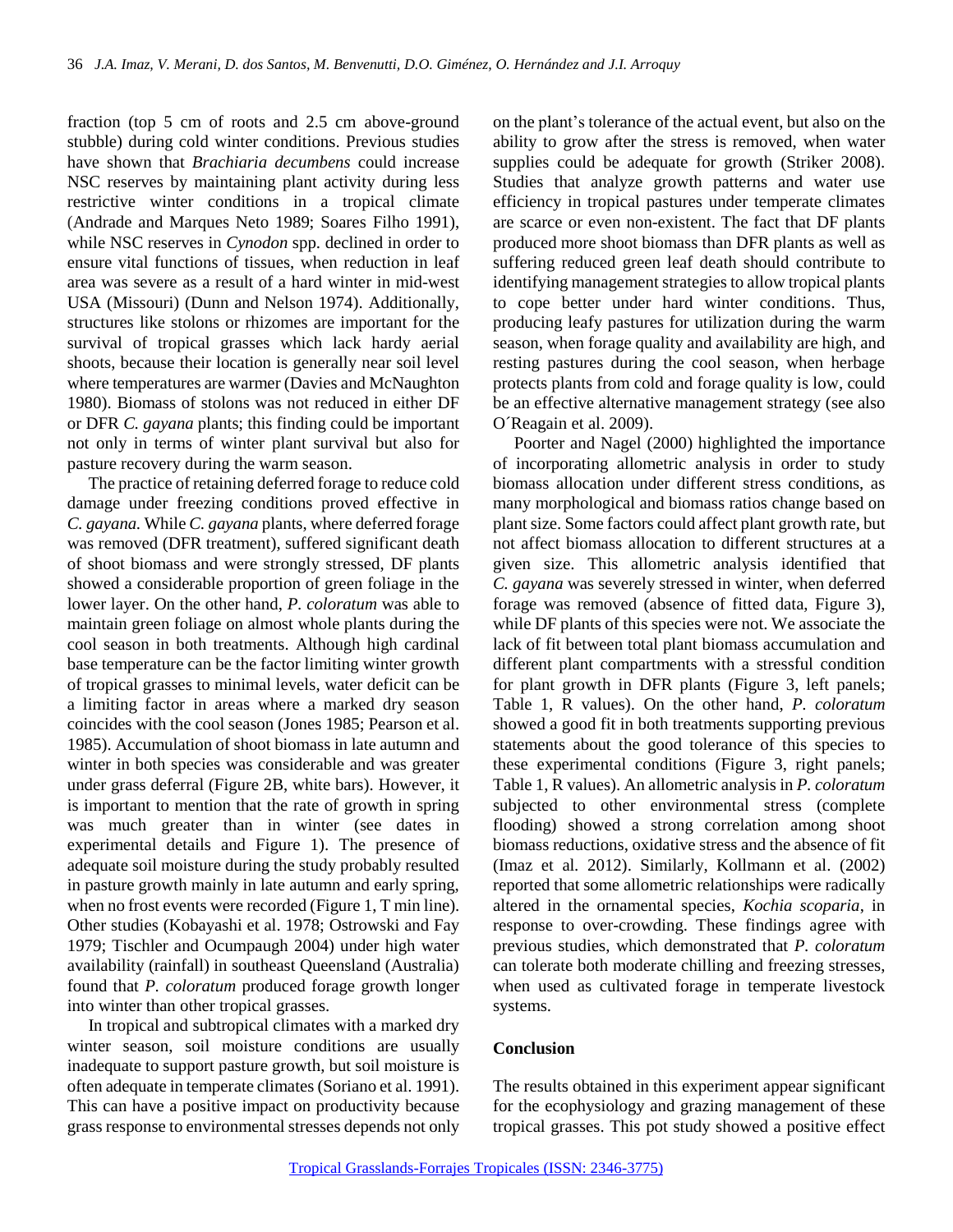fraction (top 5 cm of roots and 2.5 cm above-ground stubble) during cold winter conditions. Previous studies have shown that *Brachiaria decumbens* could increase NSC reserves by maintaining plant activity during less restrictive winter conditions in a tropical climate (Andrade and Marques Neto 1989; Soares Filho 1991), while NSC reserves in *Cynodon* spp. declined in order to ensure vital functions of tissues, when reduction in leaf area was severe as a result of a hard winter in mid-west USA (Missouri) (Dunn and Nelson 1974). Additionally, structures like stolons or rhizomes are important for the survival of tropical grasses which lack hardy aerial shoots, because their location is generally near soil level where temperatures are warmer (Davies and McNaughton 1980). Biomass of stolons was not reduced in either DF or DFR *C. gayana* plants; this finding could be important not only in terms of winter plant survival but also for pasture recovery during the warm season.

The practice of retaining deferred forage to reduce cold damage under freezing conditions proved effective in *C. gayana*. While *C. gayana* plants, where deferred forage was removed (DFR treatment), suffered significant death of shoot biomass and were strongly stressed, DF plants showed a considerable proportion of green foliage in the lower layer. On the other hand, *P. coloratum* was able to maintain green foliage on almost whole plants during the cool season in both treatments. Although high cardinal base temperature can be the factor limiting winter growth of tropical grasses to minimal levels, water deficit can be a limiting factor in areas where a marked dry season coincides with the cool season (Jones 1985; Pearson et al. 1985). Accumulation of shoot biomass in late autumn and winter in both species was considerable and was greater under grass deferral (Figure 2B, white bars). However, it is important to mention that the rate of growth in spring was much greater than in winter (see dates in experimental details and Figure 1). The presence of adequate soil moisture during the study probably resulted in pasture growth mainly in late autumn and early spring, when no frost events were recorded (Figure 1, T min line). Other studies (Kobayashi et al. 1978; Ostrowski and Fay 1979; Tischler and Ocumpaugh 2004) under high water availability (rainfall) in southeast Queensland (Australia) found that *P. coloratum* produced forage growth longer into winter than other tropical grasses.

In tropical and subtropical climates with a marked dry winter season, soil moisture conditions are usually inadequate to support pasture growth, but soil moisture is often adequate in temperate climates (Soriano et al. 1991). This can have a positive impact on productivity because grass response to environmental stresses depends not only on the plant's tolerance of the actual event, but also on the ability to grow after the stress is removed, when water supplies could be adequate for growth (Striker 2008). Studies that analyze growth patterns and water use efficiency in tropical pastures under temperate climates are scarce or even non-existent. The fact that DF plants produced more shoot biomass than DFR plants as well as suffering reduced green leaf death should contribute to identifying management strategies to allow tropical plants to cope better under hard winter conditions. Thus, producing leafy pastures for utilization during the warm season, when forage quality and availability are high, and resting pastures during the cool season, when herbage protects plants from cold and forage quality is low, could be an effective alternative management strategy (see also O´Reagain et al. 2009).

Poorter and Nagel (2000) highlighted the importance of incorporating allometric analysis in order to study biomass allocation under different stress conditions, as many morphological and biomass ratios change based on plant size. Some factors could affect plant growth rate, but not affect biomass allocation to different structures at a given size. This allometric analysis identified that *C. gayana* was severely stressed in winter, when deferred forage was removed (absence of fitted data, Figure 3), while DF plants of this species were not. We associate the lack of fit between total plant biomass accumulation and different plant compartments with a stressful condition for plant growth in DFR plants (Figure 3, left panels; Table 1, R values). On the other hand, *P. coloratum* showed a good fit in both treatments supporting previous statements about the good tolerance of this species to these experimental conditions (Figure 3, right panels; Table 1, R values). An allometric analysis in *P. coloratum* subjected to other environmental stress (complete flooding) showed a strong correlation among shoot biomass reductions, oxidative stress and the absence of fit (Imaz et al. 2012). Similarly, Kollmann et al. (2002) reported that some allometric relationships were radically altered in the ornamental species, *Kochia scoparia*, in response to over-crowding. These findings agree with previous studies, which demonstrated that *P. coloratum* can tolerate both moderate chilling and freezing stresses, when used as cultivated forage in temperate livestock systems.

## Conclusion

The results obtained in this experiment appear significant for the ecophysiology and grazing management of these tropical grasses. This pot study showed a positive effect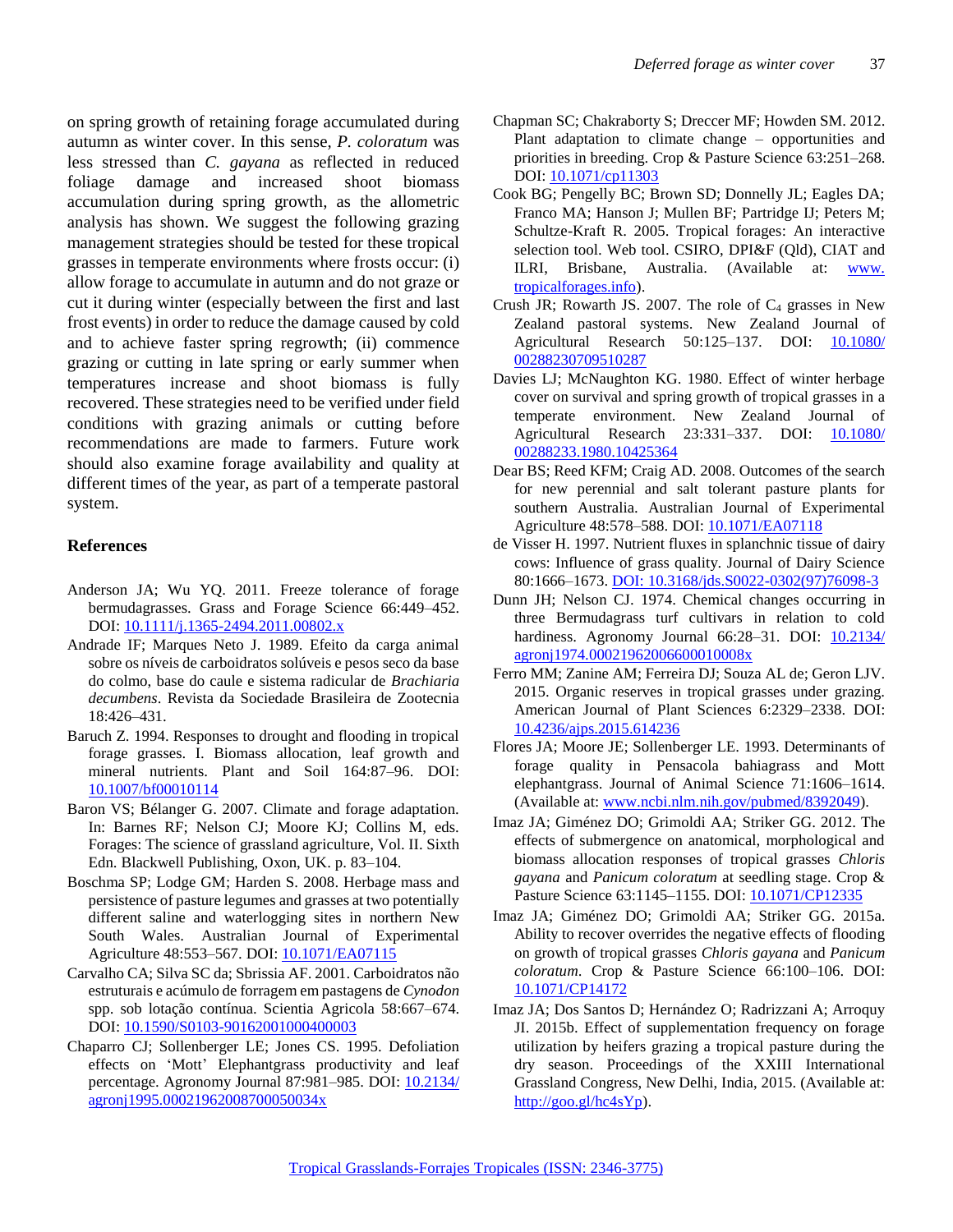on spring growth of retaining forage accumulated during autumn as winter cover. In this sense, *P. coloratum* was less stressed than *C. gayana* as reflected in reduced foliage damage and increased shoot biomass accumulation during spring growth, as the allometric analysis has shown. We suggest the following grazing management strategies should be tested for these tropical grasses in temperate environments where frosts occur: (i) allow forage to accumulate in autumn and do not graze or cut it during winter (especially between the first and last frost events) in order to reduce the damage caused by cold and to achieve faster spring regrowth; (ii) commence grazing or cutting in late spring or early summer when temperatures increase and shoot biomass is fully recovered. These strategies need to be verified under field conditions with grazing animals or cutting before recommendations are made to farmers. Future work should also examine forage availability and quality at different times of the year, as part of a temperate pastoral system.

## References

Anderson JA; Wu YQ. 2011. Freeze tolerance of forage bermudagrasses. Grass and Forage Science 66:449–452. DOI: 10.1111/j.1365-2494.2011.00802.x

Andrade IF; Marques Neto J. 1989. Efeito da carga animal sobre os níveis de carboidratos solúveis e pesos seco da base do colmo, base do caule e sistema radicular de *Brachiaria decumbens*. Revista da Sociedade Brasileira de Zootecnia 18:426–431.

Baruch Z. 1994. Responses to drought and flooding in tropical forage grasses. I. Biomass allocation, leaf growth and mineral nutrients. Plant and Soil 164:87–96. DOI: 10.1007/bf00010114

Baron VS; Bélanger G. 2007. Climate and forage adaptation. In: Barnes RF; Nelson CJ; Moore KJ; Collins M, eds. Forages: The science of grassland agriculture, Vol. II. Sixth Edn. Blackwell Publishing, Oxon, UK. p. 83–104.

Boschma SP; Lodge GM; Harden S. 2008. Herbage mass and persistence of pasture legumes and grasses at two potentially different saline and waterlogging sites in northern New South Wales. Australian Journal of Experimental Agriculture 48:553–567. DOI: 10.1071/EA07115

Carvalho CA; Silva SC da; Sbrissia AF. 2001. Carboidratos não estruturais e acúmulo de forragem em pastagens de *Cynodon* spp. sob lotação contínua. Scientia Agricola 58:667–674. DOI: 10.1590/S0103-90162001000400003

Chaparro CJ; Sollenberger LE; Jones CS. 1995. Defoliation effects on 'Mott' Elephantgrass productivity and leaf percentage. Agronomy Journal 87:981–985. DOI: 10.2134/agronj1995.00021962008700050034x

Chapman SC; Chakraborty S; Dreccer MF; Howden SM. 2012. Plant adaptation to climate change – opportunities and priorities in breeding. Crop & Pasture Science 63:251–268. DOI: 10.1071/cp11303

Cook BG; Pengelly BC; Brown SD; Donnelly JL; Eagles DA; Franco MA; Hanson J; Mullen BF; Partridge IJ; Peters M; Schultze-Kraft R. 2005. Tropical forages: An interactive selection tool. Web tool. CSIRO, DPI&F (Qld), CIAT and ILRI, Brisbane, Australia. (Available at: www.tropicalforages.info).

Crush JR; Rowarth JS. 2007. The role of $C_4$ grasses in New Zealand pastoral systems. New Zealand Journal of Agricultural Research 50:125–137. DOI: 10.1080/00288230709510287

Davies LJ; McNaughton KG. 1980. Effect of winter herbage cover on survival and spring growth of tropical grasses in a temperate environment. New Zealand Journal of Agricultural Research 23:331–337. DOI: 10.1080/00288233.1980.10425364

Dear BS; Reed KFM; Craig AD. 2008. Outcomes of the search for new perennial and salt tolerant pasture plants for southern Australia. Australian Journal of Experimental Agriculture 48:578–588. DOI: 10.1071/EA07118

de Visser H. 1997. Nutrient fluxes in splanchnic tissue of dairy cows: Influence of grass quality. Journal of Dairy Science 80:1666–1673. DOI: 10.3168/jds.S0022-0302(97)76098-3

Dunn JH; Nelson CJ. 1974. Chemical changes occurring in three Bermudagrass turf cultivars in relation to cold hardiness. Agronomy Journal 66:28–31. DOI: 10.2134/agronj1974.00021962006600010008x

Ferro MM; Zanine AM; Ferreira DJ; Souza AL de; Geron LJV. 2015. Organic reserves in tropical grasses under grazing. American Journal of Plant Sciences 6:2329–2338. DOI: 10.4236/ajps.2015.614236

Flores JA; Moore JE; Sollenberger LE. 1993. Determinants of forage quality in Pensacola bahiagrass and Mott elephantgrass. Journal of Animal Science 71:1606–1614. (Available at: www.ncbi.nlm.nih.gov/pubmed/8392049).

Imaz JA; Giménez DO; Grimoldi AA; Striker GG. 2012. The effects of submergence on anatomical, morphological and biomass allocation responses of tropical grasses *Chloris gayana* and *Panicum coloratum* at seedling stage. Crop & Pasture Science 63:1145–1155. DOI: 10.1071/CP12335

Imaz JA; Giménez DO; Grimoldi AA; Striker GG. 2015a. Ability to recover overrides the negative effects of flooding on growth of tropical grasses *Chloris gayana* and *Panicum coloratum*. Crop & Pasture Science 66:100–106. DOI: 10.1071/CP14172

Imaz JA; Dos Santos D; Hernández O; Radrizzani A; Arroquy JI. 2015b. Effect of supplementation frequency on forage utilization by heifers grazing a tropical pasture during the dry season. Proceedings of the XXIII International Grassland Congress, New Delhi, India, 2015. (Available at: http://goo.gl/hc4sYp).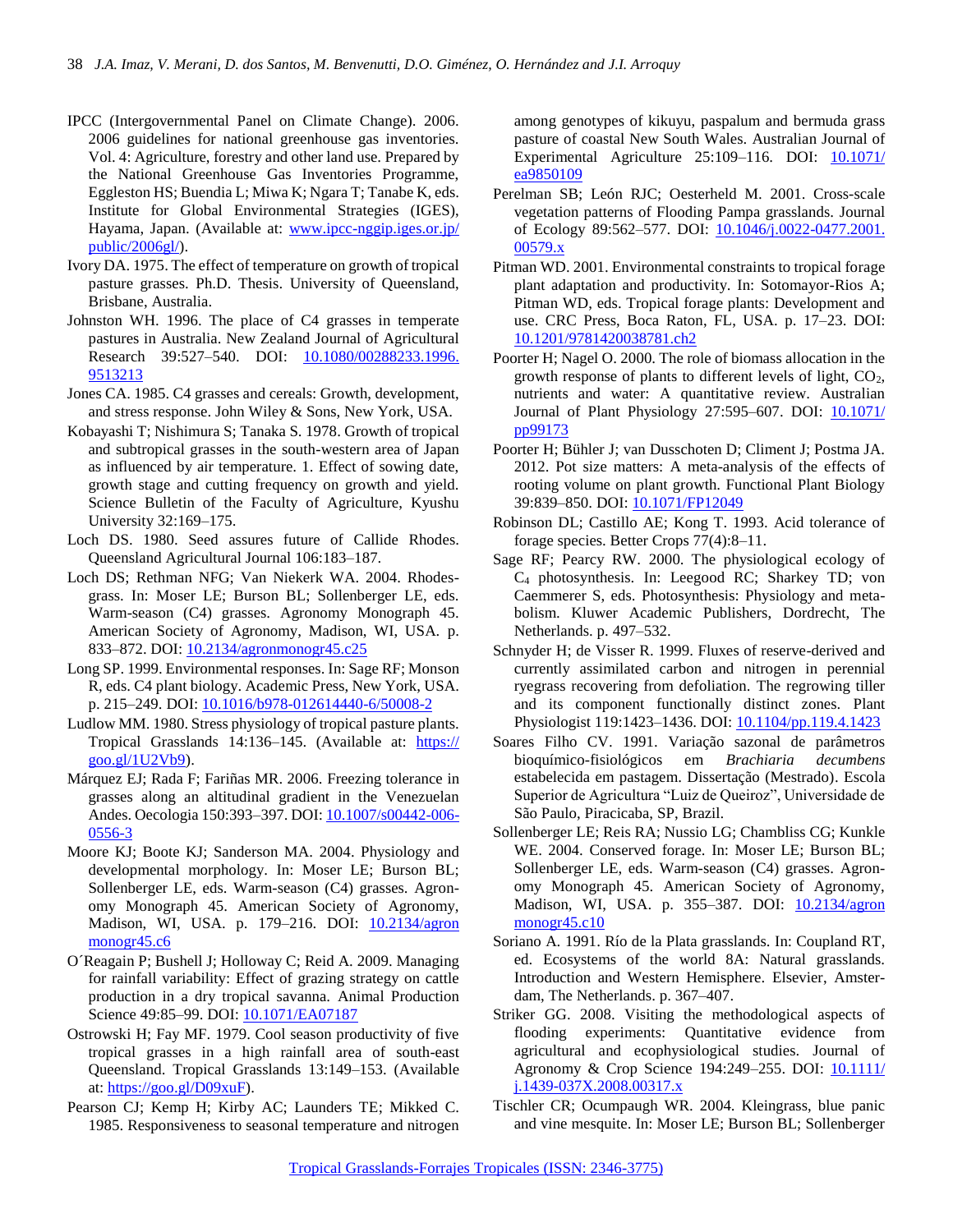IPCC (Intergovernmental Panel on Climate Change). 2006. 2006 guidelines for national greenhouse gas inventories. Vol. 4: Agriculture, forestry and other land use. Prepared by the National Greenhouse Gas Inventories Programme, Eggleston HS; Buendia L; Miwa K; Ngara T; Tanabe K, eds. Institute for Global Environmental Strategies (IGES), Hayama, Japan. (Available at: www.ipcc-nggip.iges.or.jp/public/2006gl/).

Ivory DA. 1975. The effect of temperature on growth of tropical pasture grasses. Ph.D. Thesis. University of Queensland, Brisbane, Australia.

Johnston WH. 1996. The place of C4 grasses in temperate pastures in Australia. New Zealand Journal of Agricultural Research 39:527–540. DOI: 10.1080/00288233.1996.9513213

Jones CA. 1985. C4 grasses and cereals: Growth, development, and stress response. John Wiley & Sons, New York, USA.

Kobayashi T; Nishimura S; Tanaka S. 1978. Growth of tropical and subtropical grasses in the south-western area of Japan as influenced by air temperature. 1. Effect of sowing date, growth stage and cutting frequency on growth and yield. Science Bulletin of the Faculty of Agriculture, Kyushu University 32:169–175.

Loch DS. 1980. Seed assures future of Callide Rhodes. Queensland Agricultural Journal 106:183–187.

Loch DS; Rethman NFG; Van Niekerk WA. 2004. Rhodesgrass. In: Moser LE; Burson BL; Sollenberger LE, eds. Warm-season (C4) grasses. Agronomy Monograph 45. American Society of Agronomy, Madison, WI, USA. p. 833–872. DOI: 10.2134/agronmonogr45.c25

Long SP. 1999. Environmental responses. In: Sage RF; Monson R, eds. C4 plant biology. Academic Press, New York, USA. p. 215–249. DOI: 10.1016/b978-012614440-6/50008-2

Ludlow MM. 1980. Stress physiology of tropical pasture plants. Tropical Grasslands 14:136–145. (Available at: https://goo.gl/1U2Vb9).

Márquez EJ; Rada F; Fariñas MR. 2006. Freezing tolerance in grasses along an altitudinal gradient in the Venezuelan Andes. Oecologia 150:393–397. DOI: 10.1007/s00442-006-0556-3

Moore KJ; Boote KJ; Sanderson MA. 2004. Physiology and developmental morphology. In: Moser LE; Burson BL; Sollenberger LE, eds. Warm-season (C4) grasses. Agronomy Monograph 45. American Society of Agronomy, Madison, WI, USA. p. 179–216. DOI: 10.2134/agronmonogr45.c6

O´Reagain P; Bushell J; Holloway C; Reid A. 2009. Managing for rainfall variability: Effect of grazing strategy on cattle production in a dry tropical savanna. Animal Production Science 49:85–99. DOI: 10.1071/EA07187

Ostrowski H; Fay MF. 1979. Cool season productivity of five tropical grasses in a high rainfall area of south-east Queensland. Tropical Grasslands 13:149–153. (Available at: https://goo.gl/D09xuF).

Pearson CJ; Kemp H; Kirby AC; Launders TE; Mikked C. 1985. Responsiveness to seasonal temperature and nitrogen among genotypes of kikuyu, paspalum and bermuda grass pasture of coastal New South Wales. Australian Journal of Experimental Agriculture 25:109–116. DOI: 10.1071/ea9850109

Perelman SB; León RJC; Oesterheld M. 2001. Cross-scale vegetation patterns of Flooding Pampa grasslands. Journal of Ecology 89:562–577. DOI: 10.1046/j.0022-0477.2001.00579.x

Pitman WD. 2001. Environmental constraints to tropical forage plant adaptation and productivity. In: Sotomayor-Rios A; Pitman WD, eds. Tropical forage plants: Development and use. CRC Press, Boca Raton, FL, USA. p. 17–23. DOI: 10.1201/9781420038781.ch2

Poorter H; Nagel O. 2000. The role of biomass allocation in the growth response of plants to different levels of light, $CO_2$, nutrients and water: A quantitative review. Australian Journal of Plant Physiology 27:595–607. DOI: 10.1071/pp99173

Poorter H; Bühler J; van Dusschoten D; Climent J; Postma JA. 2012. Pot size matters: A meta-analysis of the effects of rooting volume on plant growth. Functional Plant Biology 39:839–850. DOI: 10.1071/FP12049

Robinson DL; Castillo AE; Kong T. 1993. Acid tolerance of forage species. Better Crops 77(4):8–11.

Sage RF; Pearcy RW. 2000. The physiological ecology of $C_4$ photosynthesis. In: Leegood RC; Sharkey TD; von Caemmerer S, eds. Photosynthesis: Physiology and metabolism. Kluwer Academic Publishers, Dordrecht, The Netherlands. p. 497–532.

Schnyder H; de Visser R. 1999. Fluxes of reserve-derived and currently assimilated carbon and nitrogen in perennial ryegrass recovering from defoliation. The regrowing tiller and its component functionally distinct zones. Plant Physiologist 119:1423–1436. DOI: 10.1104/pp.119.4.1423

Soares Filho CV. 1991. Variação sazonal de parâmetros bioquímico-fisiológicos em *Brachiaria decumbens* estabelecida em pastagem. Dissertação (Mestrado). Escola Superior de Agricultura “Luiz de Queiroz”, Universidade de São Paulo, Piracicaba, SP, Brazil.

Sollenberger LE; Reis RA; Nussio LG; Chambliss CG; Kunkle WE. 2004. Conserved forage. In: Moser LE; Burson BL; Sollenberger LE, eds. Warm-season (C4) grasses. Agronomy Monograph 45. American Society of Agronomy, Madison, WI, USA. p. 355–387. DOI: 10.2134/agronmonogr45.c10

Soriano A. 1991. Río de la Plata grasslands. In: Coupland RT, ed. Ecosystems of the world 8A: Natural grasslands. Introduction and Western Hemisphere. Elsevier, Amsterdam, The Netherlands. p. 367–407.

Striker GG. 2008. Visiting the methodological aspects of flooding experiments: Quantitative evidence from agricultural and ecophysiological studies. Journal of Agronomy & Crop Science 194:249–255. DOI: 10.1111/j.1439-037X.2008.00317.x

Tischler CR; Ocumpaugh WR. 2004. Kleingrass, blue panic and vine mesquite. In: Moser LE; Burson BL; Sollenberger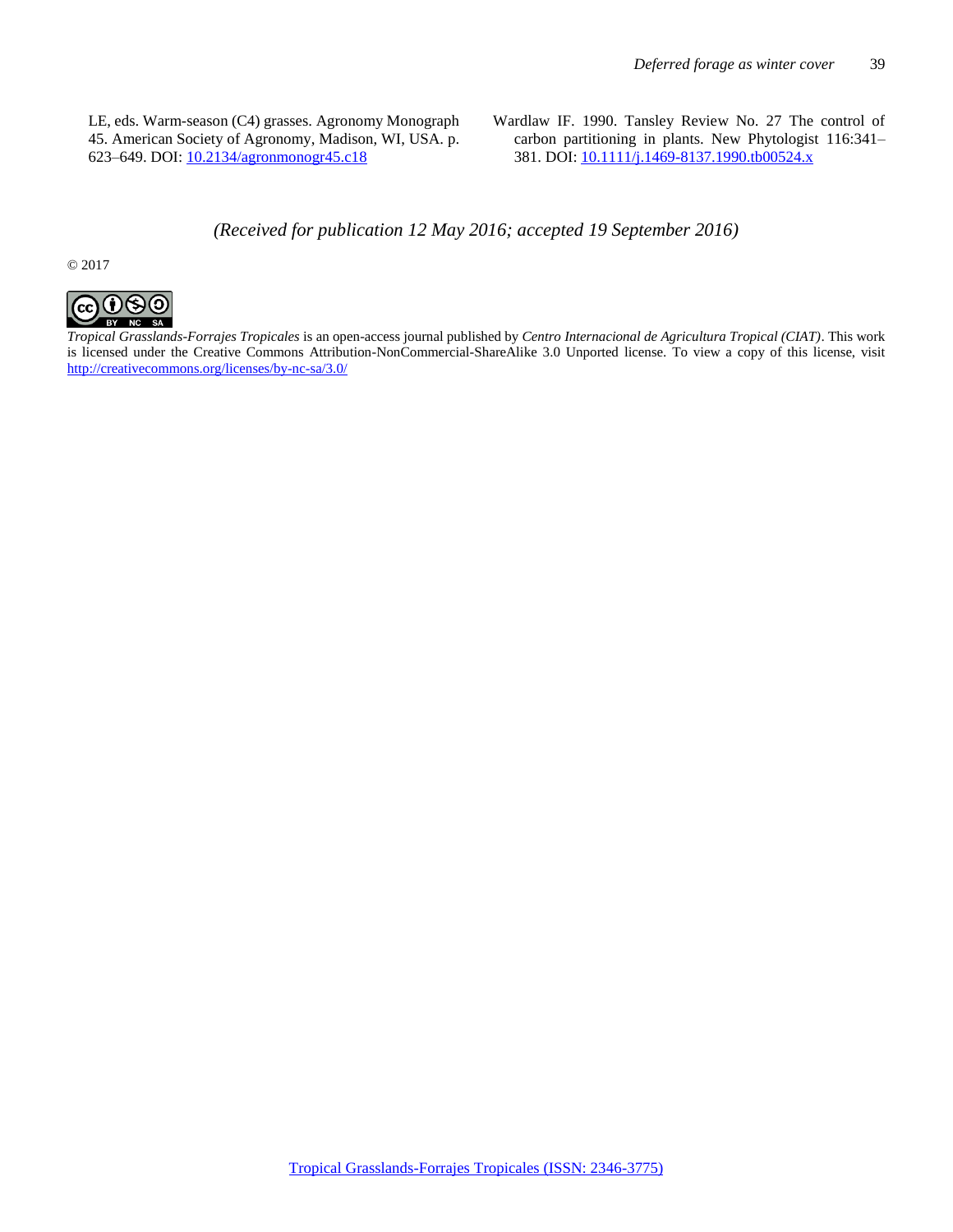LE, eds. Warm-season (C4) grasses. Agronomy Monograph 45. American Society of Agronomy, Madison, WI, USA. p. 623–649. DOI: [10.2134/agronmonogr45.c18](https://doi.org/10.2134/agronmonogr45.c18)

Wardlaw IF. 1990. Tansley Review No. 27 The control of carbon partitioning in plants. New Phytologist 116:341–381. DOI: [10.1111/j.1469-8137.1990.tb00524.x](https://doi.org/10.1111/j.1469-8137.1990.tb00524.x)

*(Received for publication 12 May 2016; accepted 19 September 2016)*

© 2017

*Tropical Grasslands-Forrajes Tropicales* is an open-access journal published by *Centro Internacional de Agricultura Tropical (CIAT)*. This work is licensed under the Creative Commons Attribution-NonCommercial-ShareAlike 3.0 Unported license. To view a copy of this license, visit [http://creativecommons.org/licenses/by-nc-sa/3.0/](http://creativecommons.org/licenses/by-nc-sa/3.0/)